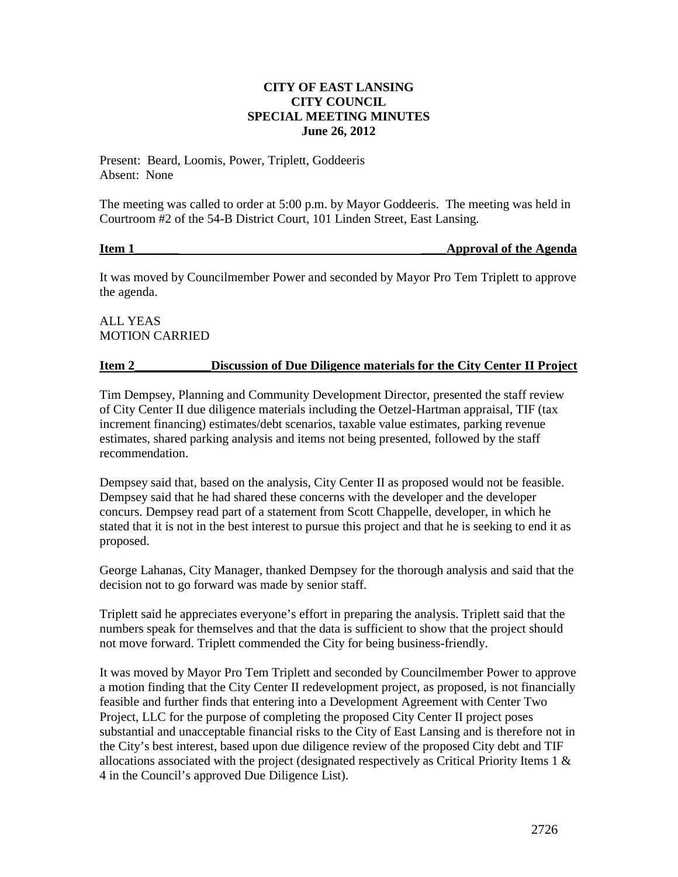**CITY OF EAST LANSING**
**CITY COUNCIL**
**SPECIAL MEETING MINUTES**
**June 26, 2012**

Present: Beard, Loomis, Power, Triplett, Goddeeris
Absent: None

The meeting was called to order at 5:00 p.m. by Mayor Goddeeris. The meeting was held in Courtroom #2 of the 54-B District Court, 101 Linden Street, East Lansing.

**Item 1 — Approval of the Agenda**

It was moved by Councilmember Power and seconded by Mayor Pro Tem Triplett to approve the agenda.

ALL YEAS
MOTION CARRIED

**Item 2 — Discussion of Due Diligence materials for the City Center II Project**

Tim Dempsey, Planning and Community Development Director, presented the staff review of City Center II due diligence materials including the Oetzel-Hartman appraisal, TIF (tax increment financing) estimates/debt scenarios, taxable value estimates, parking revenue estimates, shared parking analysis and items not being presented, followed by the staff recommendation.

Dempsey said that, based on the analysis, City Center II as proposed would not be feasible. Dempsey said that he had shared these concerns with the developer and the developer concurs. Dempsey read part of a statement from Scott Chappelle, developer, in which he stated that it is not in the best interest to pursue this project and that he is seeking to end it as proposed.

George Lahanas, City Manager, thanked Dempsey for the thorough analysis and said that the decision not to go forward was made by senior staff.

Triplett said he appreciates everyone's effort in preparing the analysis. Triplett said that the numbers speak for themselves and that the data is sufficient to show that the project should not move forward. Triplett commended the City for being business-friendly.

It was moved by Mayor Pro Tem Triplett and seconded by Councilmember Power to approve a motion finding that the City Center II redevelopment project, as proposed, is not financially feasible and further finds that entering into a Development Agreement with Center Two Project, LLC for the purpose of completing the proposed City Center II project poses substantial and unacceptable financial risks to the City of East Lansing and is therefore not in the City's best interest, based upon due diligence review of the proposed City debt and TIF allocations associated with the project (designated respectively as Critical Priority Items 1 & 4 in the Council's approved Due Diligence List).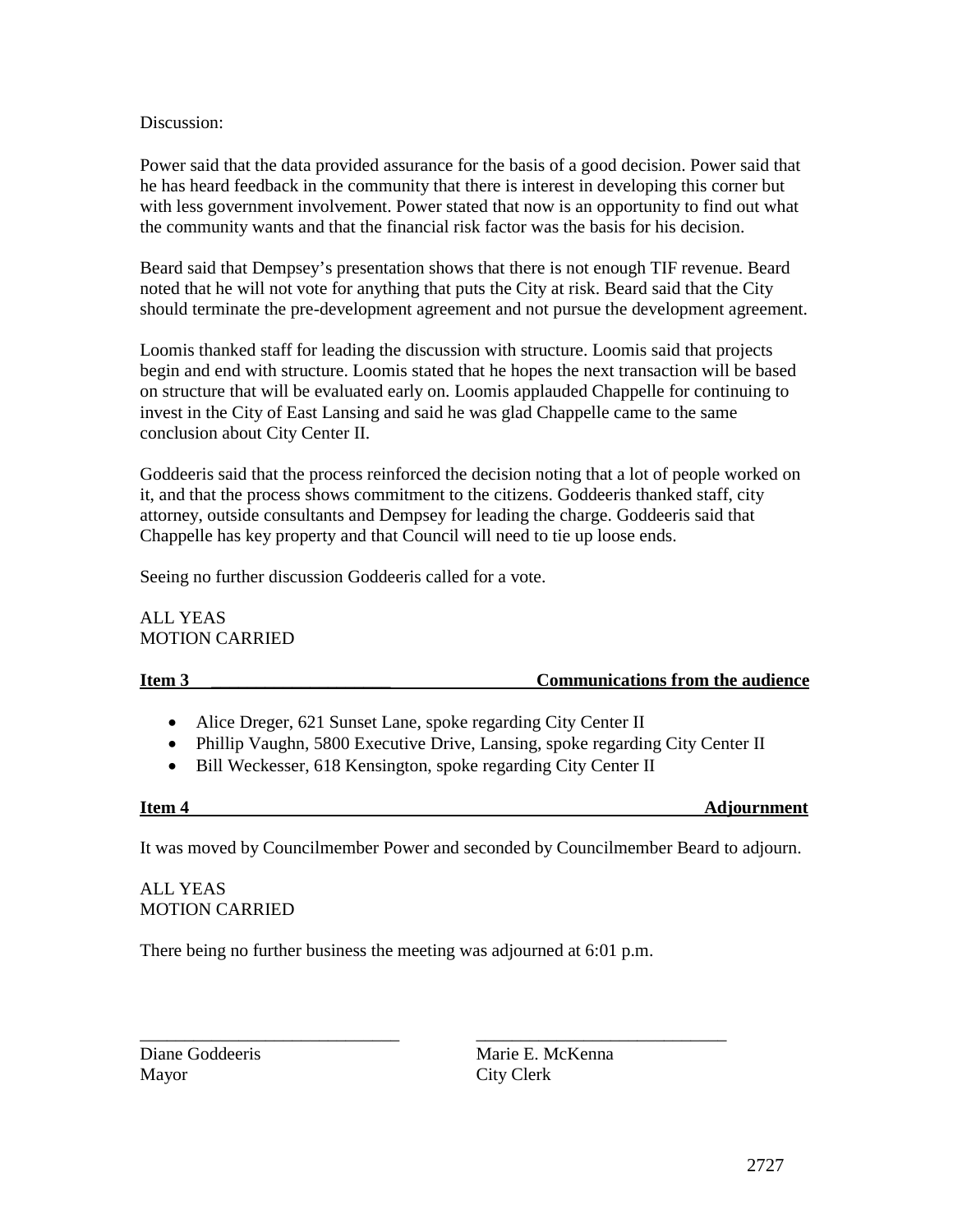Discussion:

Power said that the data provided assurance for the basis of a good decision. Power said that he has heard feedback in the community that there is interest in developing this corner but with less government involvement. Power stated that now is an opportunity to find out what the community wants and that the financial risk factor was the basis for his decision.

Beard said that Dempsey's presentation shows that there is not enough TIF revenue. Beard noted that he will not vote for anything that puts the City at risk. Beard said that the City should terminate the pre-development agreement and not pursue the development agreement.

Loomis thanked staff for leading the discussion with structure. Loomis said that projects begin and end with structure. Loomis stated that he hopes the next transaction will be based on structure that will be evaluated early on. Loomis applauded Chappelle for continuing to invest in the City of East Lansing and said he was glad Chappelle came to the same conclusion about City Center II.

Goddeeris said that the process reinforced the decision noting that a lot of people worked on it, and that the process shows commitment to the citizens. Goddeeris thanked staff, city attorney, outside consultants and Dempsey for leading the charge. Goddeeris said that Chappelle has key property and that Council will need to tie up loose ends.

Seeing no further discussion Goddeeris called for a vote.

ALL YEAS
MOTION CARRIED

**Item 3 — Communications from the audience**

- Alice Dreger, 621 Sunset Lane, spoke regarding City Center II
- Phillip Vaughn, 5800 Executive Drive, Lansing, spoke regarding City Center II
- Bill Weckesser, 618 Kensington, spoke regarding City Center II

**Item 4 — Adjournment**

It was moved by Councilmember Power and seconded by Councilmember Beard to adjourn.

ALL YEAS
MOTION CARRIED

There being no further business the meeting was adjourned at 6:01 p.m.

_____________________________
Diane Goddeeris
Mayor

_____________________________
Marie E. McKenna
City Clerk